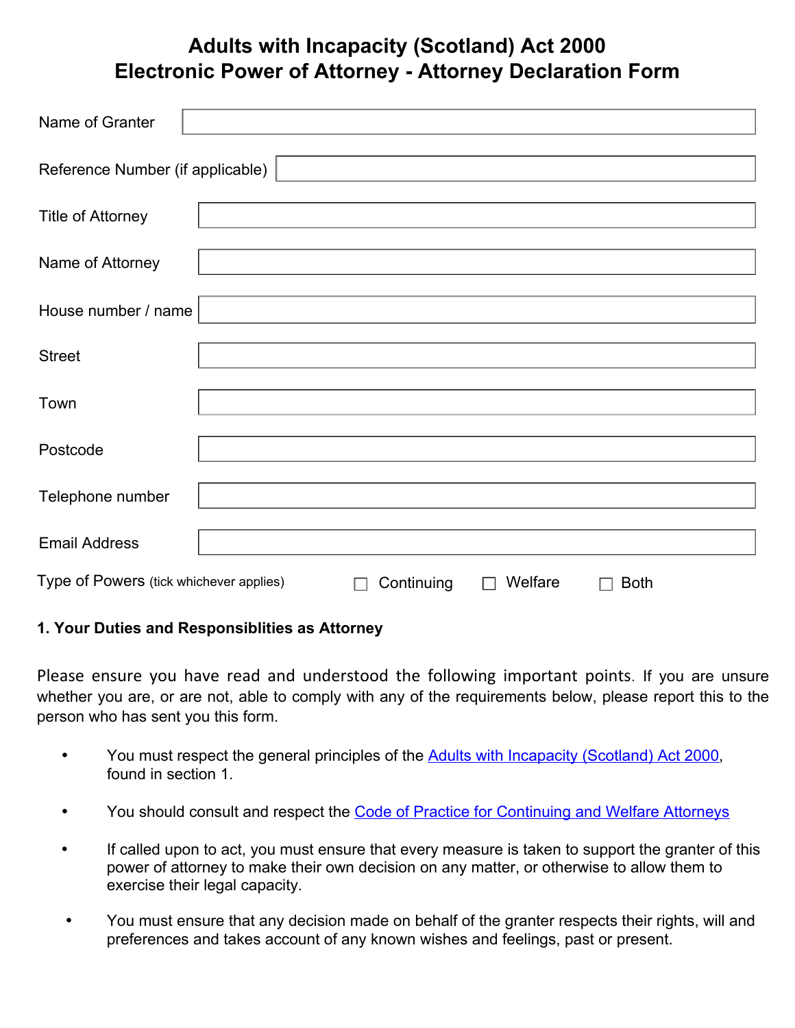# Adults with Incapacity (Scotland) Act 2000
# Electronic Power of Attorney - Attorney Declaration Form

| | |
|---|---|
| Name of Granter | |
| Reference Number (if applicable) | |
| Title of Attorney | |
| Name of Attorney | |
| House number / name | |
| Street | |
| Town | |
| Postcode | |
| Telephone number | |
| Email Address | |

Type of Powers (tick whichever applies) ☐ Continuing ☐ Welfare ☐ Both

**1. Your Duties and Responsiblities as Attorney**

Please ensure you have read and understood the following important points. If you are unsure whether you are, or are not, able to comply with any of the requirements below, please report this to the person who has sent you this form.

- You must respect the general principles of the [Adults with Incapacity (Scotland) Act 2000](), found in section 1.
- You should consult and respect the [Code of Practice for Continuing and Welfare Attorneys]()
- If called upon to act, you must ensure that every measure is taken to support the granter of this power of attorney to make their own decision on any matter, or otherwise to allow them to exercise their legal capacity.
- You must ensure that any decision made on behalf of the granter respects their rights, will and preferences and takes account of any known wishes and feelings, past or present.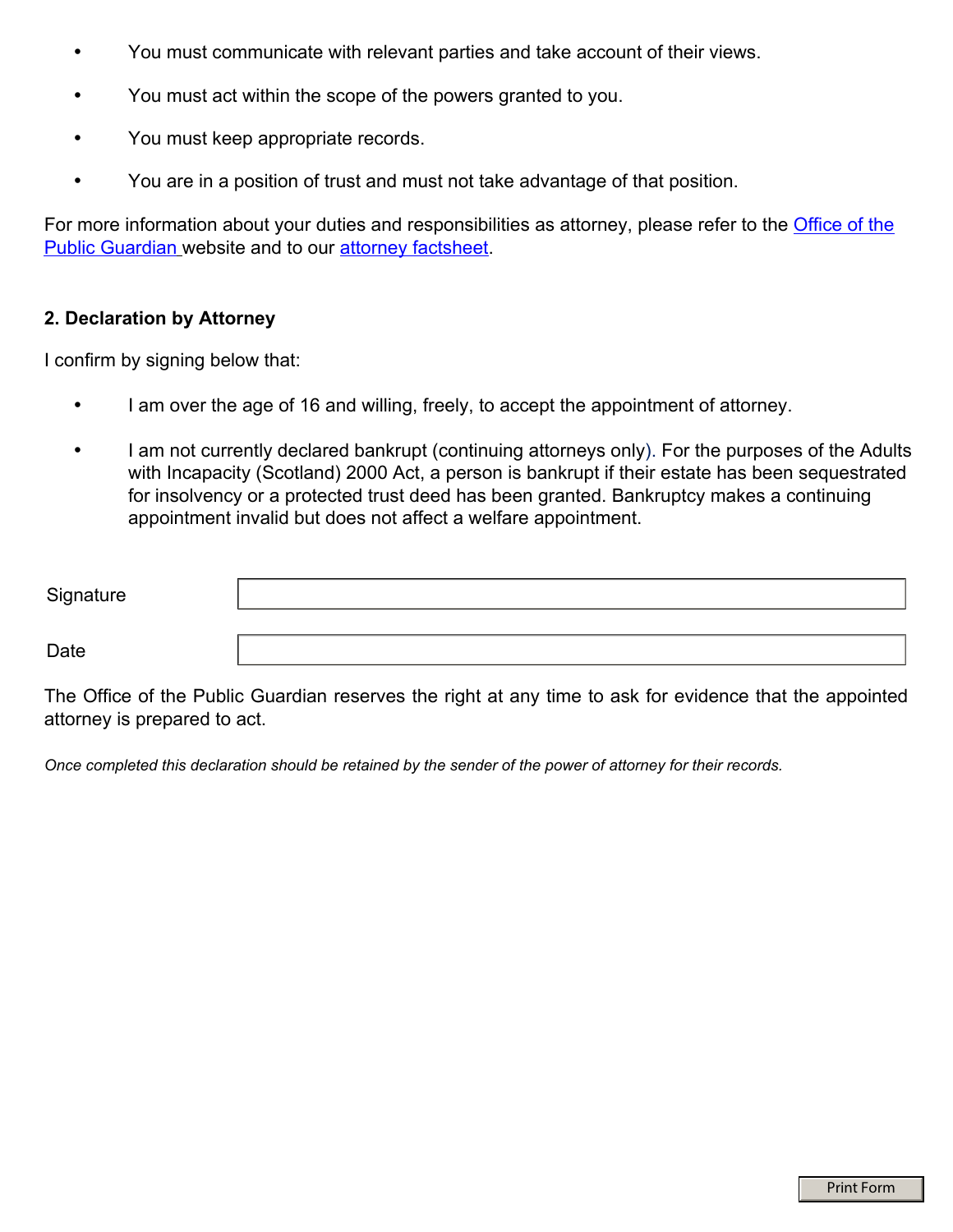- You must communicate with relevant parties and take account of their views.
- You must act within the scope of the powers granted to you.
- You must keep appropriate records.
- You are in a position of trust and must not take advantage of that position.

For more information about your duties and responsibilities as attorney, please refer to the Office of the Public Guardian website and to our attorney factsheet.

## 2. Declaration by Attorney

I confirm by signing below that:

- I am over the age of 16 and willing, freely, to accept the appointment of attorney.
- I am not currently declared bankrupt (continuing attorneys only). For the purposes of the Adults with Incapacity (Scotland) 2000 Act, a person is bankrupt if their estate has been sequestrated for insolvency or a protected trust deed has been granted. Bankruptcy makes a continuing appointment invalid but does not affect a welfare appointment.

| | |
|---|---|
| Signature | |
| Date | |

The Office of the Public Guardian reserves the right at any time to ask for evidence that the appointed attorney is prepared to act.

*Once completed this declaration should be retained by the sender of the power of attorney for their records.*

Print Form